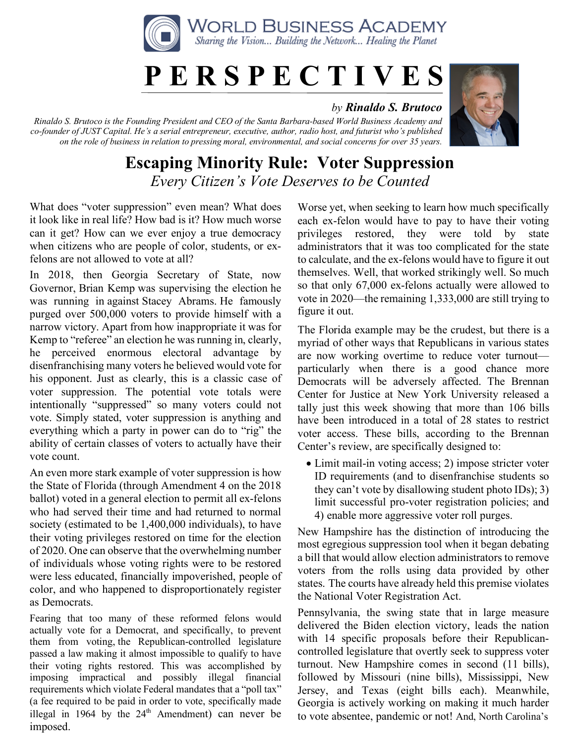WORLD BUSINESS ACADEMY

*Sharing the Vision... Building the Network... Healing the Planet*

# PERSPECTIVES

*by* ***Rinaldo S. Brutoco***

*Rinaldo S. Brutoco is the Founding President and CEO of the Santa Barbara-based World Business Academy and co-founder of JUST Capital. He's a serial entrepreneur, executive, author, radio host, and futurist who's published on the role of business in relation to pressing moral, environmental, and social concerns for over 35 years.*

## Escaping Minority Rule: Voter Suppression

*Every Citizen's Vote Deserves to be Counted*

What does "voter suppression" even mean? What does it look like in real life? How bad is it? How much worse can it get? How can we ever enjoy a true democracy when citizens who are people of color, students, or ex-felons are not allowed to vote at all?

In 2018, then Georgia Secretary of State, now Governor, Brian Kemp was supervising the election he was running in against Stacey Abrams. He famously purged over 500,000 voters to provide himself with a narrow victory. Apart from how inappropriate it was for Kemp to "referee" an election he was running in, clearly, he perceived enormous electoral advantage by disenfranchising many voters he believed would vote for his opponent. Just as clearly, this is a classic case of voter suppression. The potential vote totals were intentionally "suppressed" so many voters could not vote. Simply stated, voter suppression is anything and everything which a party in power can do to "rig" the ability of certain classes of voters to actually have their vote count.

An even more stark example of voter suppression is how the State of Florida (through Amendment 4 on the 2018 ballot) voted in a general election to permit all ex-felons who had served their time and had returned to normal society (estimated to be 1,400,000 individuals), to have their voting privileges restored on time for the election of 2020. One can observe that the overwhelming number of individuals whose voting rights were to be restored were less educated, financially impoverished, people of color, and who happened to disproportionately register as Democrats.

Fearing that too many of these reformed felons would actually vote for a Democrat, and specifically, to prevent them from voting, the Republican-controlled legislature passed a law making it almost impossible to qualify to have their voting rights restored. This was accomplished by imposing impractical and possibly illegal financial requirements which violate Federal mandates that a "poll tax" (a fee required to be paid in order to vote, specifically made illegal in 1964 by the 24th Amendment) can never be imposed.

Worse yet, when seeking to learn how much specifically each ex-felon would have to pay to have their voting privileges restored, they were told by state administrators that it was too complicated for the state to calculate, and the ex-felons would have to figure it out themselves. Well, that worked strikingly well. So much so that only 67,000 ex-felons actually were allowed to vote in 2020—the remaining 1,333,000 are still trying to figure it out.

The Florida example may be the crudest, but there is a myriad of other ways that Republicans in various states are now working overtime to reduce voter turnout—particularly when there is a good chance more Democrats will be adversely affected. The Brennan Center for Justice at New York University released a tally just this week showing that more than 106 bills have been introduced in a total of 28 states to restrict voter access. These bills, according to the Brennan Center's review, are specifically designed to:

- Limit mail-in voting access; 2) impose stricter voter ID requirements (and to disenfranchise students so they can't vote by disallowing student photo IDs); 3) limit successful pro-voter registration policies; and 4) enable more aggressive voter roll purges.

New Hampshire has the distinction of introducing the most egregious suppression tool when it began debating a bill that would allow election administrators to remove voters from the rolls using data provided by other states. The courts have already held this premise violates the National Voter Registration Act.

Pennsylvania, the swing state that in large measure delivered the Biden election victory, leads the nation with 14 specific proposals before their Republican-controlled legislature that overtly seek to suppress voter turnout. New Hampshire comes in second (11 bills), followed by Missouri (nine bills), Mississippi, New Jersey, and Texas (eight bills each). Meanwhile, Georgia is actively working on making it much harder to vote absentee, pandemic or not! And, North Carolina's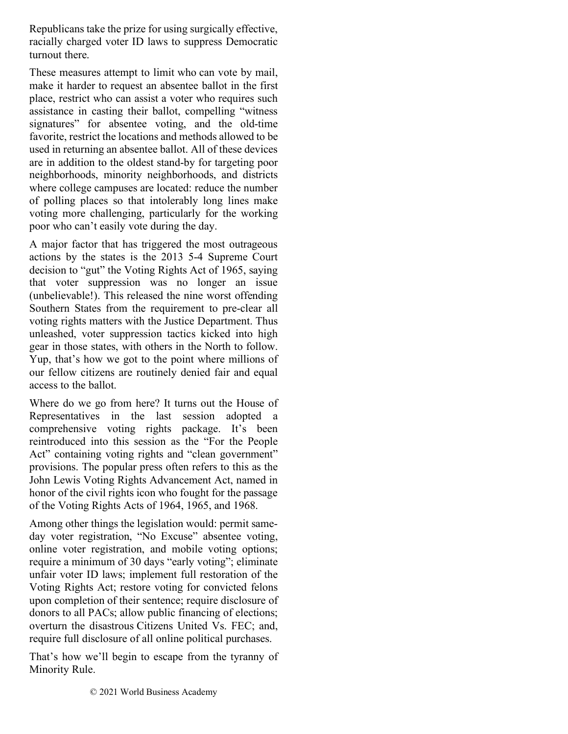Republicans take the prize for using surgically effective, racially charged voter ID laws to suppress Democratic turnout there.

These measures attempt to limit who can vote by mail, make it harder to request an absentee ballot in the first place, restrict who can assist a voter who requires such assistance in casting their ballot, compelling "witness signatures" for absentee voting, and the old-time favorite, restrict the locations and methods allowed to be used in returning an absentee ballot. All of these devices are in addition to the oldest stand-by for targeting poor neighborhoods, minority neighborhoods, and districts where college campuses are located: reduce the number of polling places so that intolerably long lines make voting more challenging, particularly for the working poor who can't easily vote during the day.

A major factor that has triggered the most outrageous actions by the states is the 2013 5-4 Supreme Court decision to "gut" the Voting Rights Act of 1965, saying that voter suppression was no longer an issue (unbelievable!). This released the nine worst offending Southern States from the requirement to pre-clear all voting rights matters with the Justice Department. Thus unleashed, voter suppression tactics kicked into high gear in those states, with others in the North to follow. Yup, that's how we got to the point where millions of our fellow citizens are routinely denied fair and equal access to the ballot.

Where do we go from here? It turns out the House of Representatives in the last session adopted a comprehensive voting rights package. It's been reintroduced into this session as the "For the People Act" containing voting rights and "clean government" provisions. The popular press often refers to this as the John Lewis Voting Rights Advancement Act, named in honor of the civil rights icon who fought for the passage of the Voting Rights Acts of 1964, 1965, and 1968.

Among other things the legislation would: permit same-day voter registration, "No Excuse" absentee voting, online voter registration, and mobile voting options; require a minimum of 30 days "early voting"; eliminate unfair voter ID laws; implement full restoration of the Voting Rights Act; restore voting for convicted felons upon completion of their sentence; require disclosure of donors to all PACs; allow public financing of elections; overturn the disastrous Citizens United Vs. FEC; and, require full disclosure of all online political purchases.

That's how we'll begin to escape from the tyranny of Minority Rule.

© 2021 World Business Academy